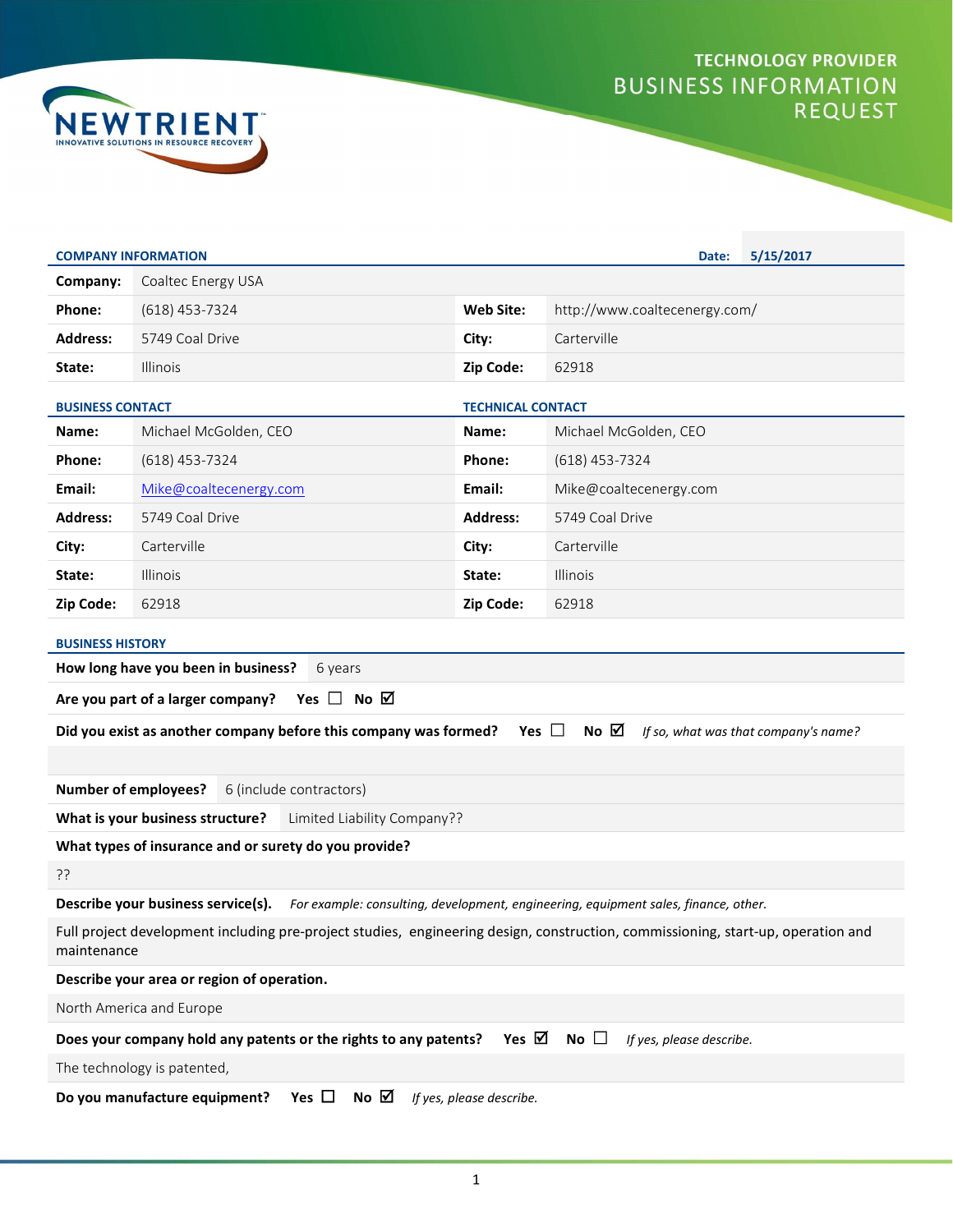NEWTRIENT
INNOVATIVE SOLUTIONS IN RESOURCE RECOVERY

# TECHNOLOGY PROVIDER BUSINESS INFORMATION REQUEST

## COMPANY INFORMATION

**Date:** 5/15/2017

| | | | |
|---|---|---|---|
| **Company:** | Coaltec Energy USA | | |
| **Phone:** | (618) 453-7324 | **Web Site:** | http://www.coaltecenergy.com/ |
| **Address:** | 5749 Coal Drive | **City:** | Carterville |
| **State:** | Illinois | **Zip Code:** | 62918 |

## BUSINESS CONTACT / TECHNICAL CONTACT

| BUSINESS CONTACT | | TECHNICAL CONTACT | |
|---|---|---|---|
| **Name:** | Michael McGolden, CEO | **Name:** | Michael McGolden, CEO |
| **Phone:** | (618) 453-7324 | **Phone:** | (618) 453-7324 |
| **Email:** | Mike@coaltecenergy.com | **Email:** | Mike@coaltecenergy.com |
| **Address:** | 5749 Coal Drive | **Address:** | 5749 Coal Drive |
| **City:** | Carterville | **City:** | Carterville |
| **State:** | Illinois | **State:** | Illinois |
| **Zip Code:** | 62918 | **Zip Code:** | 62918 |

## BUSINESS HISTORY

**How long have you been in business?** 6 years

**Are you part of a larger company?** Yes ☐ No ☑

**Did you exist as another company before this company was formed?** Yes ☐ No ☑ *If so, what was that company's name?*

**Number of employees?** 6 (include contractors)

**What is your business structure?** Limited Liability Company??

**What types of insurance and or surety do you provide?**

??

**Describe your business service(s).** *For example: consulting, development, engineering, equipment sales, finance, other.*

Full project development including pre-project studies, engineering design, construction, commissioning, start-up, operation and maintenance

**Describe your area or region of operation.**

North America and Europe

**Does your company hold any patents or the rights to any patents?** Yes ☑ No ☐ *If yes, please describe.*

The technology is patented,

**Do you manufacture equipment?** Yes ☐ No ☑ *If yes, please describe.*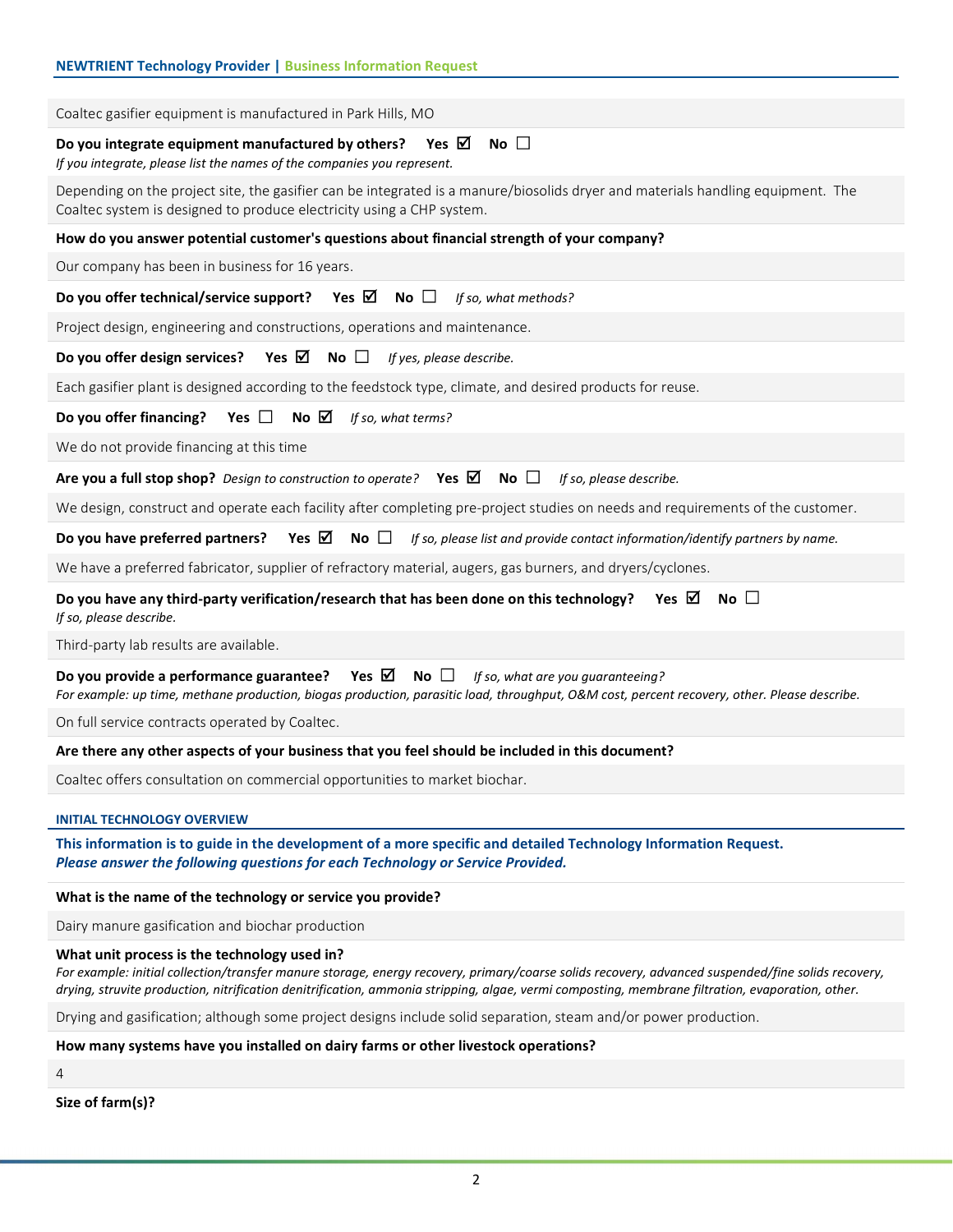Coaltec gasifier equipment is manufactured in Park Hills, MO

**Do you integrate equipment manufactured by others?** Yes ☑ No ☐
*If you integrate, please list the names of the companies you represent.*

Depending on the project site, the gasifier can be integrated is a manure/biosolids dryer and materials handling equipment. The Coaltec system is designed to produce electricity using a CHP system.

**How do you answer potential customer's questions about financial strength of your company?**

Our company has been in business for 16 years.

**Do you offer technical/service support?** Yes ☑ No ☐ *If so, what methods?*

Project design, engineering and constructions, operations and maintenance.

**Do you offer design services?** Yes ☑ No ☐ *If yes, please describe.*

Each gasifier plant is designed according to the feedstock type, climate, and desired products for reuse.

**Do you offer financing?** Yes ☐ No ☑ *If so, what terms?*

We do not provide financing at this time

**Are you a full stop shop?** *Design to construction to operate?* Yes ☑ No ☐ *If so, please describe.*

We design, construct and operate each facility after completing pre-project studies on needs and requirements of the customer.

**Do you have preferred partners?** Yes ☑ No ☐ *If so, please list and provide contact information/identify partners by name.*

We have a preferred fabricator, supplier of refractory material, augers, gas burners, and dryers/cyclones.

**Do you have any third-party verification/research that has been done on this technology?** Yes ☑ No ☐
*If so, please describe.*

Third-party lab results are available.

**Do you provide a performance guarantee?** Yes ☑ No ☐ *If so, what are you guaranteeing?*
*For example: up time, methane production, biogas production, parasitic load, throughput, O&M cost, percent recovery, other. Please describe.*

On full service contracts operated by Coaltec.

**Are there any other aspects of your business that you feel should be included in this document?**

Coaltec offers consultation on commercial opportunities to market biochar.

## INITIAL TECHNOLOGY OVERVIEW

**This information is to guide in the development of a more specific and detailed Technology Information Request.**
***Please answer the following questions for each Technology or Service Provided.***

**What is the name of the technology or service you provide?**

Dairy manure gasification and biochar production

**What unit process is the technology used in?**
*For example: initial collection/transfer manure storage, energy recovery, primary/coarse solids recovery, advanced suspended/fine solids recovery, drying, struvite production, nitrification denitrification, ammonia stripping, algae, vermi composting, membrane filtration, evaporation, other.*

Drying and gasification; although some project designs include solid separation, steam and/or power production.

**How many systems have you installed on dairy farms or other livestock operations?**

4

**Size of farm(s)?**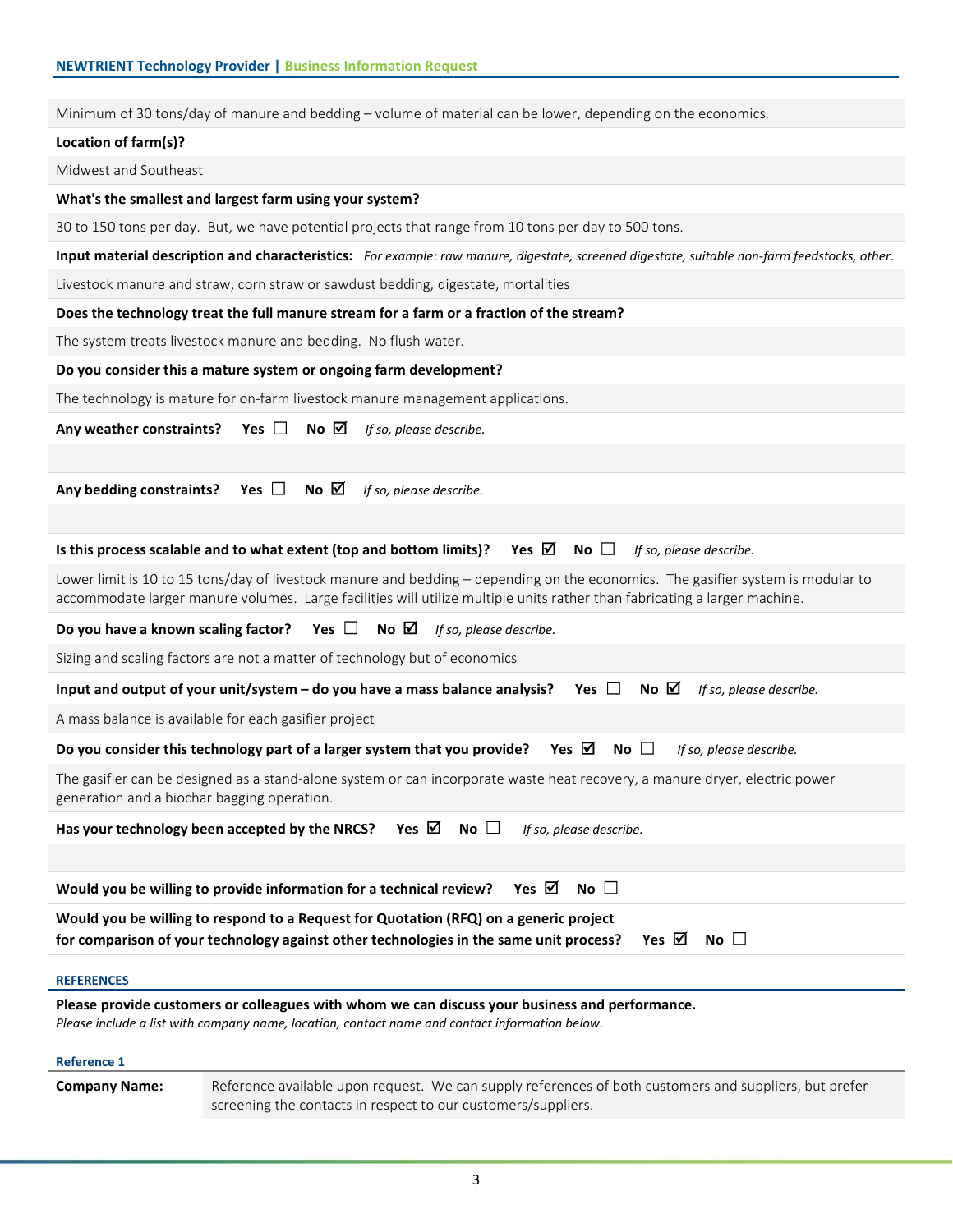Minimum of 30 tons/day of manure and bedding – volume of material can be lower, depending on the economics.

**Location of farm(s)?**

Midwest and Southeast

**What's the smallest and largest farm using your system?**

30 to 150 tons per day. But, we have potential projects that range from 10 tons per day to 500 tons.

**Input material description and characteristics:** *For example: raw manure, digestate, screened digestate, suitable non-farm feedstocks, other.*

Livestock manure and straw, corn straw or sawdust bedding, digestate, mortalities

**Does the technology treat the full manure stream for a farm or a fraction of the stream?**

The system treats livestock manure and bedding. No flush water.

**Do you consider this a mature system or ongoing farm development?**

The technology is mature for on-farm livestock manure management applications.

**Any weather constraints?** **Yes** ☐ **No** ☑ *If so, please describe.*

**Any bedding constraints?** **Yes** ☐ **No** ☑ *If so, please describe.*

**Is this process scalable and to what extent (top and bottom limits)?** **Yes** ☑ **No** ☐ *If so, please describe.*

Lower limit is 10 to 15 tons/day of livestock manure and bedding – depending on the economics. The gasifier system is modular to accommodate larger manure volumes. Large facilities will utilize multiple units rather than fabricating a larger machine.

**Do you have a known scaling factor?** **Yes** ☐ **No** ☑ *If so, please describe.*

Sizing and scaling factors are not a matter of technology but of economics

**Input and output of your unit/system – do you have a mass balance analysis?** **Yes** ☐ **No** ☑ *If so, please describe.*

A mass balance is available for each gasifier project

**Do you consider this technology part of a larger system that you provide?** **Yes** ☑ **No** ☐ *If so, please describe.*

The gasifier can be designed as a stand-alone system or can incorporate waste heat recovery, a manure dryer, electric power generation and a biochar bagging operation.

**Has your technology been accepted by the NRCS?** **Yes** ☑ **No** ☐ *If so, please describe.*

**Would you be willing to provide information for a technical review?** **Yes** ☑ **No** ☐

**Would you be willing to respond to a Request for Quotation (RFQ) on a generic project for comparison of your technology against other technologies in the same unit process?** **Yes** ☑ **No** ☐

## REFERENCES

**Please provide customers or colleagues with whom we can discuss your business and performance.**
*Please include a list with company name, location, contact name and contact information below.*

### Reference 1

| | |
|---|---|
| **Company Name:** | Reference available upon request. We can supply references of both customers and suppliers, but prefer screening the contacts in respect to our customers/suppliers. |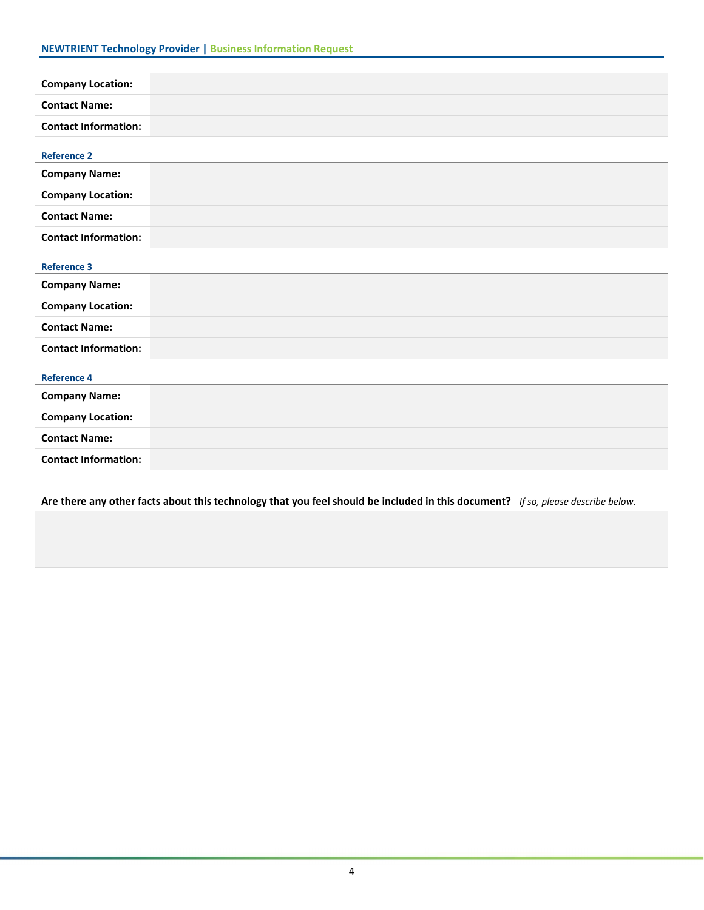| | |
|---|---|
| **Company Location:** | |
| **Contact Name:** | |
| **Contact Information:** | |

**Reference 2**

| | |
|---|---|
| **Company Name:** | |
| **Company Location:** | |
| **Contact Name:** | |
| **Contact Information:** | |

**Reference 3**

| | |
|---|---|
| **Company Name:** | |
| **Company Location:** | |
| **Contact Name:** | |
| **Contact Information:** | |

**Reference 4**

| | |
|---|---|
| **Company Name:** | |
| **Company Location:** | |
| **Contact Name:** | |
| **Contact Information:** | |

**Are there any other facts about this technology that you feel should be included in this document?** *If so, please describe below.*